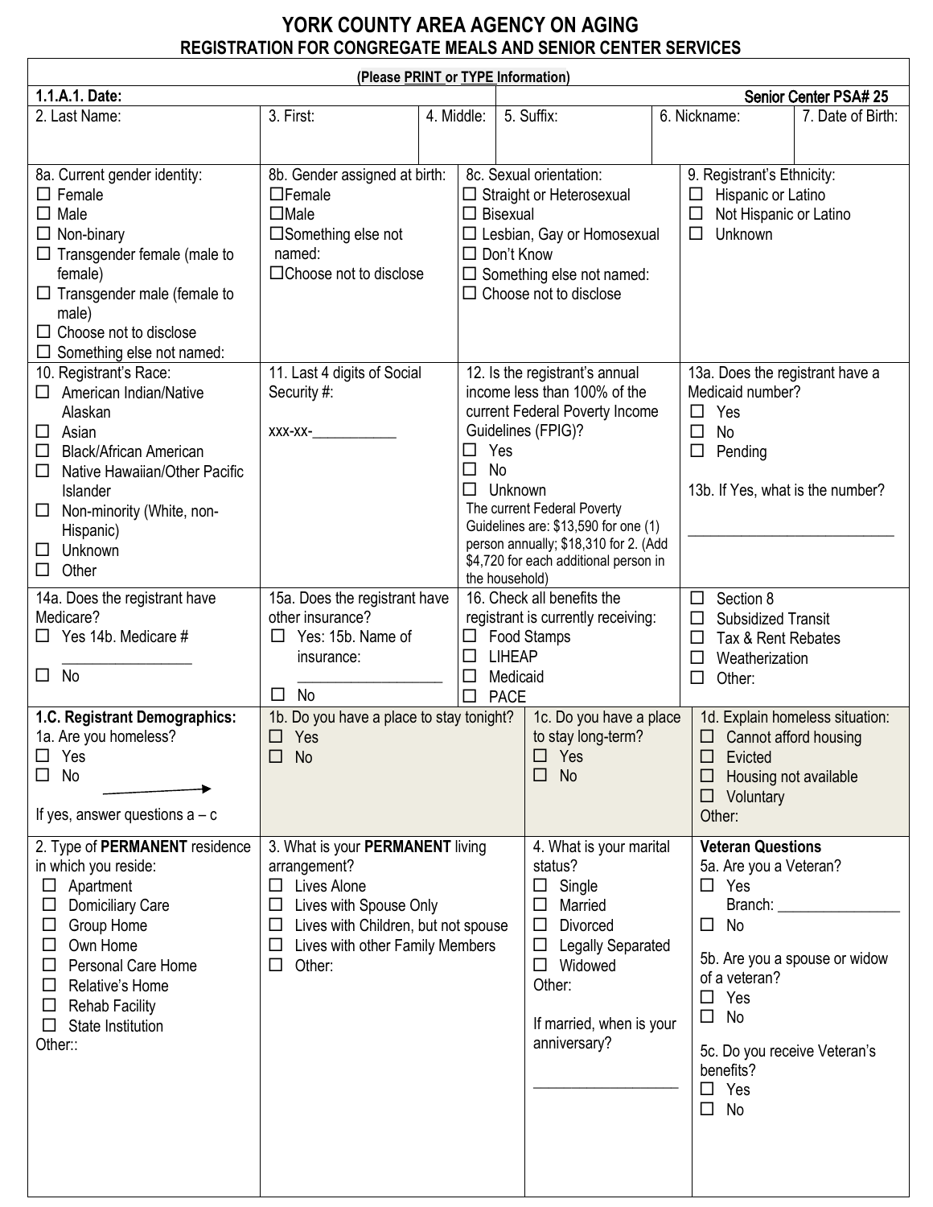# YORK COUNTY AREA AGENCY ON AGING

## REGISTRATION FOR CONGREGATE MEALS AND SENIOR CENTER SERVICES

(Please PRINT or TYPE Information)

**1.1.A.1. Date:** **Senior Center PSA# 25**

| 2. Last Name: | 3. First: | 4. Middle: | 5. Suffix: | 6. Nickname: | 7. Date of Birth: |
|---|---|---|---|---|---|
| | | | | | |

**8a. Current gender identity:**
- ☐ Female
- ☐ Male
- ☐ Non-binary
- ☐ Transgender female (male to female)
- ☐ Transgender male (female to male)
- ☐ Choose not to disclose
- ☐ Something else not named:

**8b. Gender assigned at birth:**
- ☐ Female
- ☐ Male
- ☐ Something else not named:
- ☐ Choose not to disclose

**8c. Sexual orientation:**
- ☐ Straight or Heterosexual
- ☐ Bisexual
- ☐ Lesbian, Gay or Homosexual
- ☐ Don't Know
- ☐ Something else not named:
- ☐ Choose not to disclose

**9. Registrant's Ethnicity:**
- ☐ Hispanic or Latino
- ☐ Not Hispanic or Latino
- ☐ Unknown

**10. Registrant's Race:**
- ☐ American Indian/Native Alaskan
- ☐ Asian
- ☐ Black/African American
- ☐ Native Hawaiian/Other Pacific Islander
- ☐ Non-minority (White, non-Hispanic)
- ☐ Unknown
- ☐ Other

**11. Last 4 digits of Social Security #:**

xxx-xx-___________

**12. Is the registrant's annual income less than 100% of the current Federal Poverty Income Guidelines (FPIG)?**
- ☐ Yes
- ☐ No
- ☐ Unknown

The current Federal Poverty Guidelines are: $13,590 for one (1) person annually; $18,310 for 2. (Add $4,720 for each additional person in the household)

**13a. Does the registrant have a Medicaid number?**
- ☐ Yes
- ☐ No
- ☐ Pending

13b. If Yes, what is the number?

___________________________

**14a. Does the registrant have Medicare?**
- ☐ Yes 14b. Medicare # _________________
- ☐ No

**15a. Does the registrant have other insurance?**
- ☐ Yes: 15b. Name of insurance: ___________________
- ☐ No

**16. Check all benefits the registrant is currently receiving:**
- ☐ Food Stamps
- ☐ LIHEAP
- ☐ Medicaid
- ☐ PACE
- ☐ Section 8
- ☐ Subsidized Transit
- ☐ Tax & Rent Rebates
- ☐ Weatherization
- ☐ Other:

### 1.C. Registrant Demographics:

**1a. Are you homeless?**
- ☐ Yes
- ☐ No

If yes, answer questions a – c

**1b. Do you have a place to stay tonight?**
- ☐ Yes
- ☐ No

**1c. Do you have a place to stay long-term?**
- ☐ Yes
- ☐ No

**1d. Explain homeless situation:**
- ☐ Cannot afford housing
- ☐ Evicted
- ☐ Housing not available
- ☐ Voluntary

Other:

**2. Type of PERMANENT residence in which you reside:**
- ☐ Apartment
- ☐ Domiciliary Care
- ☐ Group Home
- ☐ Own Home
- ☐ Personal Care Home
- ☐ Relative's Home
- ☐ Rehab Facility
- ☐ State Institution

Other::

**3. What is your PERMANENT living arrangement?**
- ☐ Lives Alone
- ☐ Lives with Spouse Only
- ☐ Lives with Children, but not spouse
- ☐ Lives with other Family Members
- ☐ Other:

**4. What is your marital status?**
- ☐ Single
- ☐ Married
- ☐ Divorced
- ☐ Legally Separated
- ☐ Widowed

Other:

If married, when is your anniversary?

___________________

**Veteran Questions**

5a. Are you a Veteran?
- ☐ Yes Branch: ________________
- ☐ No

5b. Are you a spouse or widow of a veteran?
- ☐ Yes
- ☐ No

5c. Do you receive Veteran's benefits?
- ☐ Yes
- ☐ No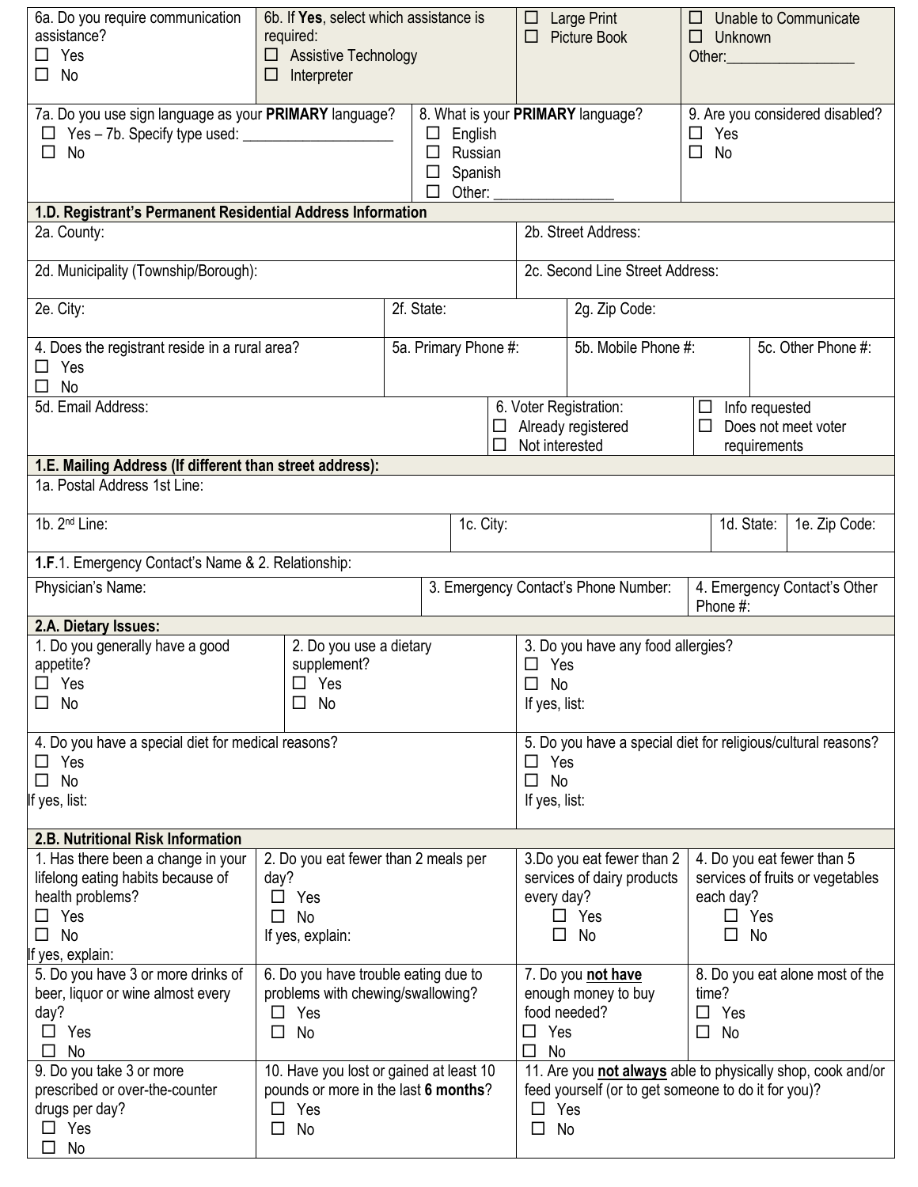| | | | |
|---|---|---|---|
| 6a. Do you require communication assistance?<br>☐ Yes<br>☐ No | 6b. If **Yes**, select which assistance is required:<br>☐ Assistive Technology<br>☐ Interpreter | ☐ Large Print<br>☐ Picture Book | ☐ Unable to Communicate<br>☐ Unknown<br>Other:_________________ |

| | | |
|---|---|---|
| 7a. Do you use sign language as your **PRIMARY** language?<br>☐ Yes – 7b. Specify type used: ___________________<br>☐ No | 8. What is your **PRIMARY** language?<br>☐ English<br>☐ Russian<br>☐ Spanish<br>☐ Other: _______________ | 9. Are you considered disabled?<br>☐ Yes<br>☐ No |

**1.D. Registrant's Permanent Residential Address Information**

| | |
|---|---|
| 2a. County: | 2b. Street Address: |
| 2d. Municipality (Township/Borough): | 2c. Second Line Street Address: |

| | | |
|---|---|---|
| 2e. City: | 2f. State: | 2g. Zip Code: |

| | | | |
|---|---|---|---|
| 4. Does the registrant reside in a rural area?<br>☐ Yes<br>☐ No | 5a. Primary Phone #: | 5b. Mobile Phone #: | 5c. Other Phone #: |

| | | |
|---|---|---|
| 5d. Email Address: | 6. Voter Registration:<br>☐ Already registered<br>☐ Not interested | ☐ Info requested<br>☐ Does not meet voter requirements |

**1.E. Mailing Address (If different than street address):**

| | | | |
|---|---|---|---|
| 1a. Postal Address 1st Line: | | | |
| 1b. 2nd Line: | 1c. City: | 1d. State: | 1e. Zip Code: |

**1.F**.1. Emergency Contact's Name & 2. Relationship:

| | | |
|---|---|---|
| Physician's Name: | 3. Emergency Contact's Phone Number: | 4. Emergency Contact's Other Phone #: |

**2.A. Dietary Issues:**

| | | |
|---|---|---|
| 1. Do you generally have a good appetite?<br>☐ Yes<br>☐ No | 2. Do you use a dietary supplement?<br>☐ Yes<br>☐ No | 3. Do you have any food allergies?<br>☐ Yes<br>☐ No<br>If yes, list: |

| | |
|---|---|
| 4. Do you have a special diet for medical reasons?<br>☐ Yes<br>☐ No<br>If yes, list: | 5. Do you have a special diet for religious/cultural reasons?<br>☐ Yes<br>☐ No<br>If yes, list: |

**2.B. Nutritional Risk Information**

| | | | |
|---|---|---|---|
| 1. Has there been a change in your lifelong eating habits because of health problems?<br>☐ Yes<br>☐ No<br>If yes, explain: | 2. Do you eat fewer than 2 meals per day?<br>☐ Yes<br>☐ No<br>If yes, explain: | 3.Do you eat fewer than 2 services of dairy products every day?<br>☐ Yes<br>☐ No | 4. Do you eat fewer than 5 services of fruits or vegetables each day?<br>☐ Yes<br>☐ No |
| 5. Do you have 3 or more drinks of beer, liquor or wine almost every day?<br>☐ Yes<br>☐ No | 6. Do you have trouble eating due to problems with chewing/swallowing?<br>☐ Yes<br>☐ No | 7. Do you **not have** enough money to buy food needed?<br>☐ Yes<br>☐ No | 8. Do you eat alone most of the time?<br>☐ Yes<br>☐ No |
| 9. Do you take 3 or more prescribed or over-the-counter drugs per day?<br>☐ Yes<br>☐ No | 10. Have you lost or gained at least 10 pounds or more in the last **6 months**?<br>☐ Yes<br>☐ No | 11. Are you **not always** able to physically shop, cook and/or feed yourself (or to get someone to do it for you)?<br>☐ Yes<br>☐ No | |